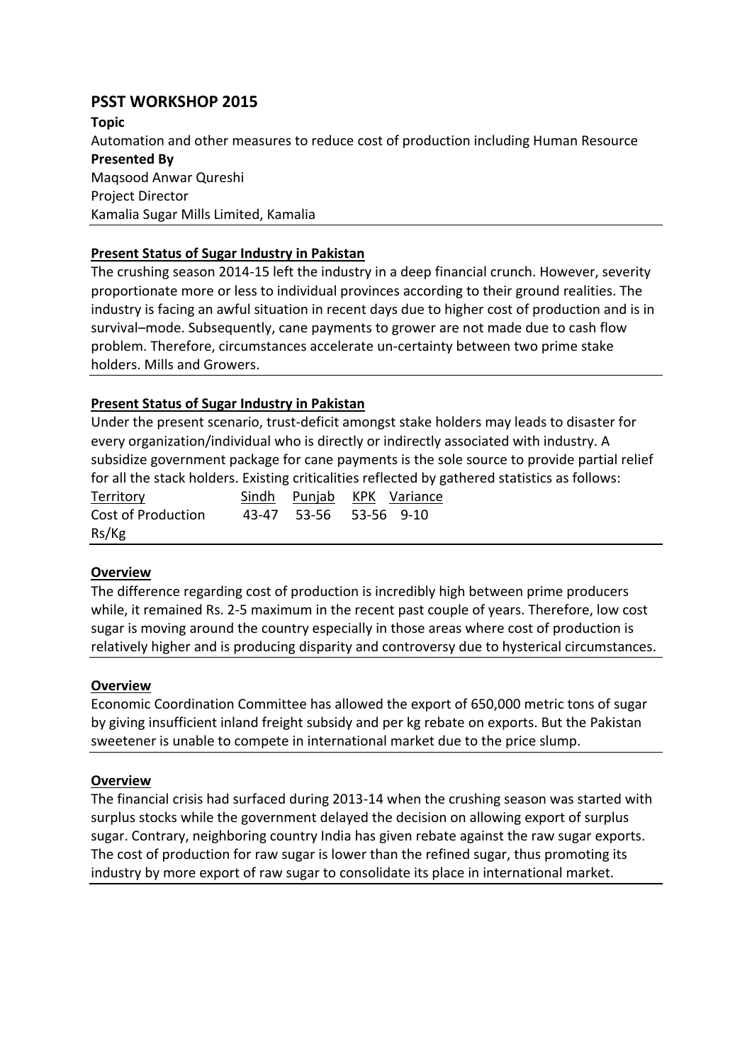# PSST WORKSHOP 2015

**Topic**

Automation and other measures to reduce cost of production including Human Resource

**Presented By**

Maqsood Anwar Qureshi
Project Director
Kamalia Sugar Mills Limited, Kamalia

---

## Present Status of Sugar Industry in Pakistan

The crushing season 2014-15 left the industry in a deep financial crunch. However, severity proportionate more or less to individual provinces according to their ground realities. The industry is facing an awful situation in recent days due to higher cost of production and is in survival–mode. Subsequently, cane payments to grower are not made due to cash flow problem. Therefore, circumstances accelerate un-certainty between two prime stake holders. Mills and Growers.

---

## Present Status of Sugar Industry in Pakistan

Under the present scenario, trust-deficit amongst stake holders may leads to disaster for every organization/individual who is directly or indirectly associated with industry. A subsidize government package for cane payments is the sole source to provide partial relief for all the stack holders. Existing criticalities reflected by gathered statistics as follows:

| Territory | Sindh | Punjab | KPK | Variance |
|---|---|---|---|---|
| Cost of Production Rs/Kg | 43-47 | 53-56 | 53-56 | 9-10 |

---

## Overview

The difference regarding cost of production is incredibly high between prime producers while, it remained Rs. 2-5 maximum in the recent past couple of years. Therefore, low cost sugar is moving around the country especially in those areas where cost of production is relatively higher and is producing disparity and controversy due to hysterical circumstances.

---

## Overview

Economic Coordination Committee has allowed the export of 650,000 metric tons of sugar by giving insufficient inland freight subsidy and per kg rebate on exports. But the Pakistan sweetener is unable to compete in international market due to the price slump.

---

## Overview

The financial crisis had surfaced during 2013-14 when the crushing season was started with surplus stocks while the government delayed the decision on allowing export of surplus sugar. Contrary, neighboring country India has given rebate against the raw sugar exports. The cost of production for raw sugar is lower than the refined sugar, thus promoting its industry by more export of raw sugar to consolidate its place in international market.

---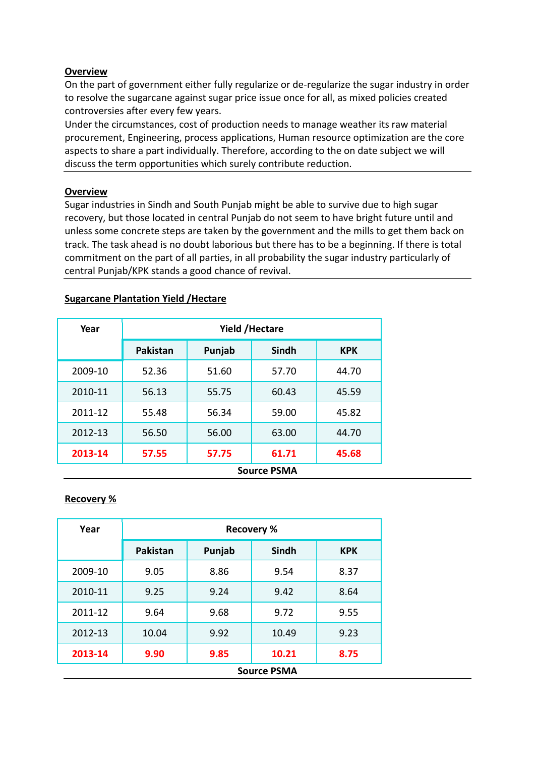**Overview**

On the part of government either fully regularize or de-regularize the sugar industry in order to resolve the sugarcane against sugar price issue once for all, as mixed policies created controversies after every few years.

Under the circumstances, cost of production needs to manage weather its raw material procurement, Engineering, process applications, Human resource optimization are the core aspects to share a part individually. Therefore, according to the on date subject we will discuss the term opportunities which surely contribute reduction.

---

**Overview**

Sugar industries in Sindh and South Punjab might be able to survive due to high sugar recovery, but those located in central Punjab do not seem to have bright future until and unless some concrete steps are taken by the government and the mills to get them back on track. The task ahead is no doubt laborious but there has to be a beginning. If there is total commitment on the part of all parties, in all probability the sugar industry particularly of central Punjab/KPK stands a good chance of revival.

---

**Sugarcane Plantation Yield /Hectare**

| Year | Yield /Hectare | | | |
|---|---|---|---|---|
| | Pakistan | Punjab | Sindh | KPK |
| 2009-10 | 52.36 | 51.60 | 57.70 | 44.70 |
| 2010-11 | 56.13 | 55.75 | 60.43 | 45.59 |
| 2011-12 | 55.48 | 56.34 | 59.00 | 45.82 |
| 2012-13 | 56.50 | 56.00 | 63.00 | 44.70 |
| **2013-14** | **57.55** | **57.75** | **61.71** | **45.68** |

**Source PSMA**

---

**Recovery %**

| Year | Recovery % | | | |
|---|---|---|---|---|
| | Pakistan | Punjab | Sindh | KPK |
| 2009-10 | 9.05 | 8.86 | 9.54 | 8.37 |
| 2010-11 | 9.25 | 9.24 | 9.42 | 8.64 |
| 2011-12 | 9.64 | 9.68 | 9.72 | 9.55 |
| 2012-13 | 10.04 | 9.92 | 10.49 | 9.23 |
| **2013-14** | **9.90** | **9.85** | **10.21** | **8.75** |

**Source PSMA**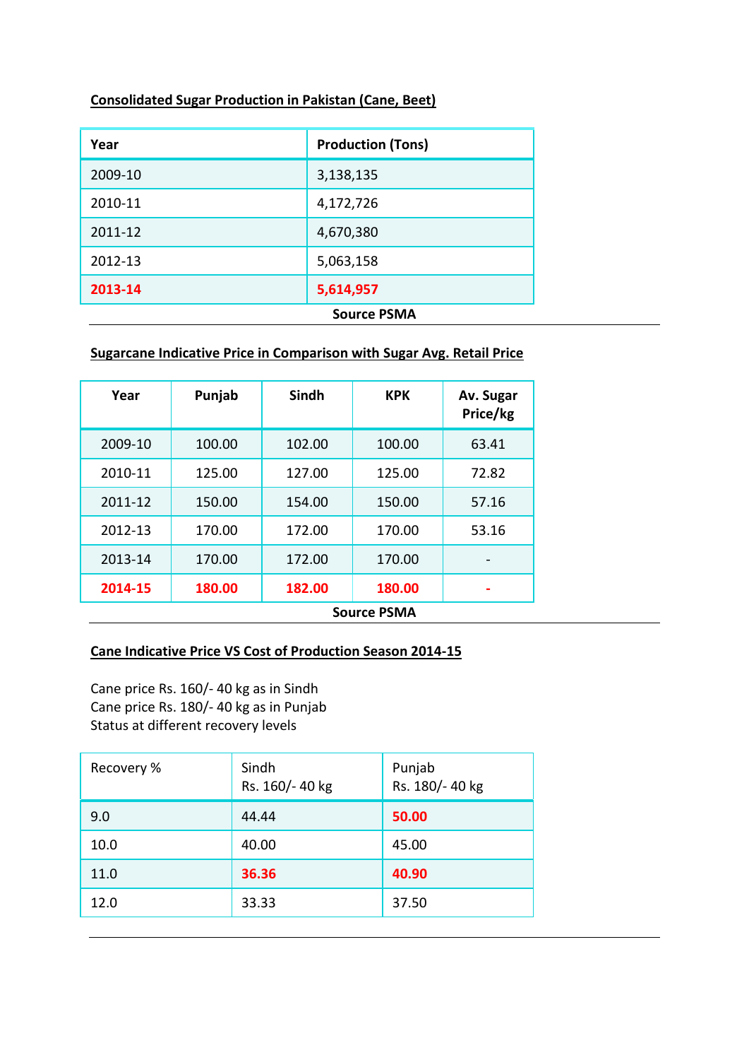**Consolidated Sugar Production in Pakistan (Cane, Beet)**

| Year | Production (Tons) |
|---|---|
| 2009-10 | 3,138,135 |
| 2010-11 | 4,172,726 |
| 2011-12 | 4,670,380 |
| 2012-13 | 5,063,158 |
| **2013-14** | **5,614,957** |

**Source PSMA**

**Sugarcane Indicative Price in Comparison with Sugar Avg. Retail Price**

| Year | Punjab | Sindh | KPK | Av. Sugar Price/kg |
|---|---|---|---|---|
| 2009-10 | 100.00 | 102.00 | 100.00 | 63.41 |
| 2010-11 | 125.00 | 127.00 | 125.00 | 72.82 |
| 2011-12 | 150.00 | 154.00 | 150.00 | 57.16 |
| 2012-13 | 170.00 | 172.00 | 170.00 | 53.16 |
| 2013-14 | 170.00 | 172.00 | 170.00 | - |
| **2014-15** | **180.00** | **182.00** | **180.00** | **-** |

**Source PSMA**

**Cane Indicative Price VS Cost of Production Season 2014-15**

Cane price Rs. 160/- 40 kg as in Sindh
Cane price Rs. 180/- 40 kg as in Punjab
Status at different recovery levels

| Recovery % | Sindh Rs. 160/- 40 kg | Punjab Rs. 180/- 40 kg |
|---|---|---|
| 9.0 | 44.44 | **50.00** |
| 10.0 | 40.00 | 45.00 |
| 11.0 | **36.36** | **40.90** |
| 12.0 | 33.33 | 37.50 |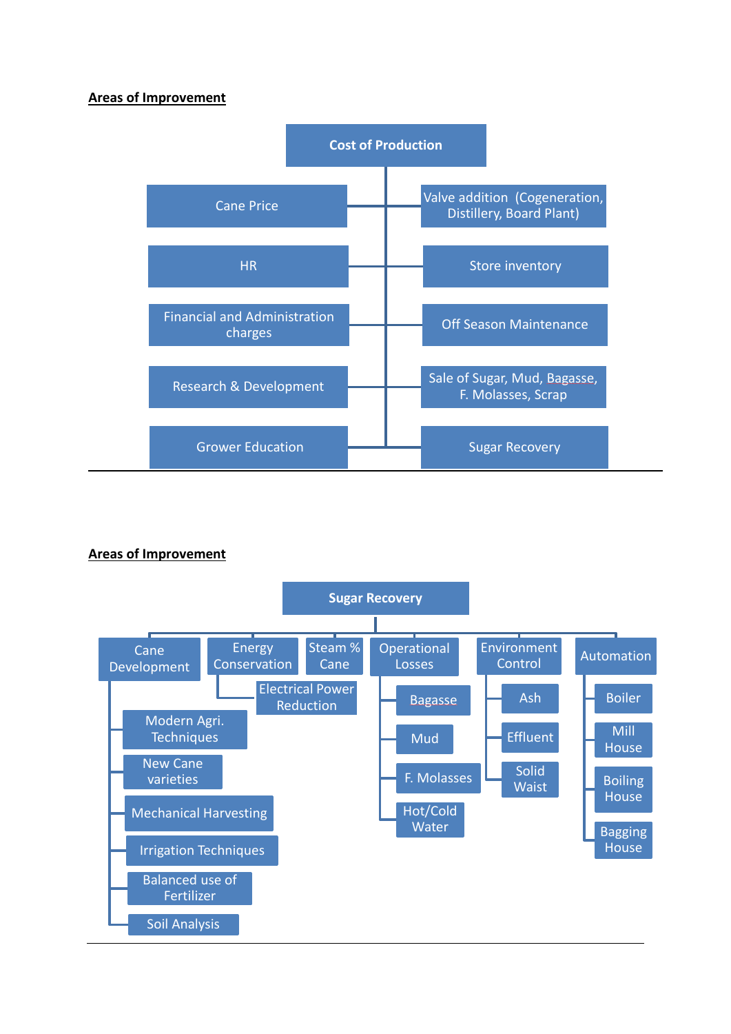**Areas of Improvement**

- **Cost of Production**
  - Cane Price
  - Valve addition (Cogeneration, Distillery, Board Plant)
  - HR
  - Store inventory
  - Financial and Administration charges
  - Off Season Maintenance
  - Research & Development
  - Sale of Sugar, Mud, Bagasse, F. Molasses, Scrap
  - Grower Education
  - Sugar Recovery

---

**Areas of Improvement**

- **Sugar Recovery**
  - Cane Development
    - Modern Agri. Techniques
    - New Cane varieties
    - Mechanical Harvesting
    - Irrigation Techniques
    - Balanced use of Fertilizer
    - Soil Analysis
  - Energy Conservation
    - Electrical Power Reduction
  - Steam % Cane
  - Operational Losses
    - Bagasse
    - Mud
    - F. Molasses
    - Hot/Cold Water
  - Environment Control
    - Ash
    - Effluent
    - Solid Waist
  - Automation
    - Boiler
    - Mill House
    - Boiling House
    - Bagging House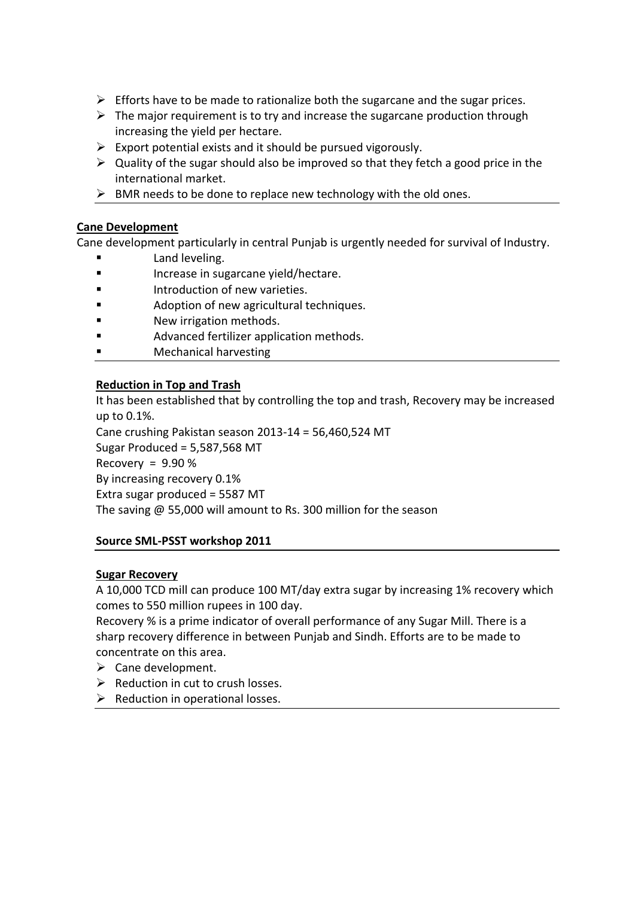- Efforts have to be made to rationalize both the sugarcane and the sugar prices.
- The major requirement is to try and increase the sugarcane production through increasing the yield per hectare.
- Export potential exists and it should be pursued vigorously.
- Quality of the sugar should also be improved so that they fetch a good price in the international market.
- BMR needs to be done to replace new technology with the old ones.

---

**Cane Development**

Cane development particularly in central Punjab is urgently needed for survival of Industry.

- Land leveling.
- Increase in sugarcane yield/hectare.
- Introduction of new varieties.
- Adoption of new agricultural techniques.
- New irrigation methods.
- Advanced fertilizer application methods.
- Mechanical harvesting

---

**Reduction in Top and Trash**

It has been established that by controlling the top and trash, Recovery may be increased up to 0.1%.

Cane crushing Pakistan season 2013-14 = 56,460,524 MT

Sugar Produced = 5,587,568 MT

Recovery = 9.90 %

By increasing recovery 0.1%

Extra sugar produced = 5587 MT

The saving @ 55,000 will amount to Rs. 300 million for the season

**Source SML-PSST workshop 2011**

---

**Sugar Recovery**

A 10,000 TCD mill can produce 100 MT/day extra sugar by increasing 1% recovery which comes to 550 million rupees in 100 day.

Recovery % is a prime indicator of overall performance of any Sugar Mill. There is a sharp recovery difference in between Punjab and Sindh. Efforts are to be made to concentrate on this area.

- Cane development.
- Reduction in cut to crush losses.
- Reduction in operational losses.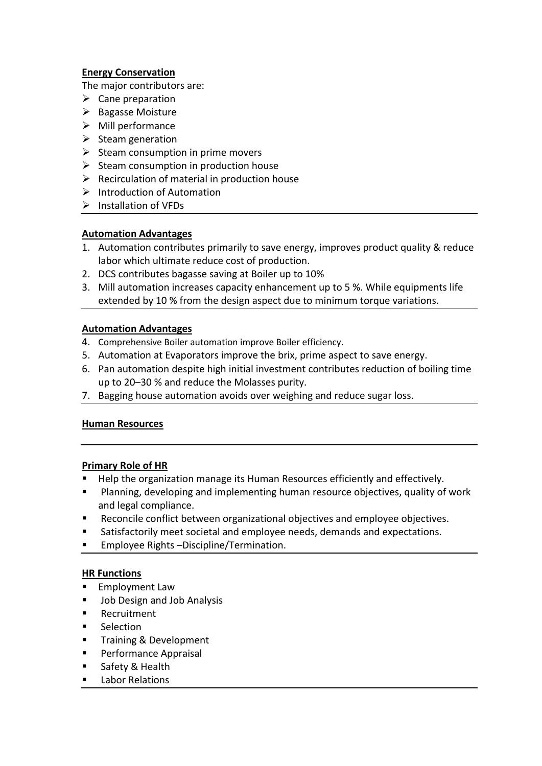**Energy Conservation**

The major contributors are:

- Cane preparation
- Bagasse Moisture
- Mill performance
- Steam generation
- Steam consumption in prime movers
- Steam consumption in production house
- Recirculation of material in production house
- Introduction of Automation
- Installation of VFDs

---

**Automation Advantages**

1. Automation contributes primarily to save energy, improves product quality & reduce labor which ultimate reduce cost of production.
2. DCS contributes bagasse saving at Boiler up to 10%
3. Mill automation increases capacity enhancement up to 5 %. While equipments life extended by 10 % from the design aspect due to minimum torque variations.

---

**Automation Advantages**

4. Comprehensive Boiler automation improve Boiler efficiency.
5. Automation at Evaporators improve the brix, prime aspect to save energy.
6. Pan automation despite high initial investment contributes reduction of boiling time up to 20–30 % and reduce the Molasses purity.
7. Bagging house automation avoids over weighing and reduce sugar loss.

---

**Human Resources**

---

**Primary Role of HR**

- Help the organization manage its Human Resources efficiently and effectively.
- Planning, developing and implementing human resource objectives, quality of work and legal compliance.
- Reconcile conflict between organizational objectives and employee objectives.
- Satisfactorily meet societal and employee needs, demands and expectations.
- Employee Rights –Discipline/Termination.

---

**HR Functions**

- Employment Law
- Job Design and Job Analysis
- Recruitment
- Selection
- Training & Development
- Performance Appraisal
- Safety & Health
- Labor Relations

---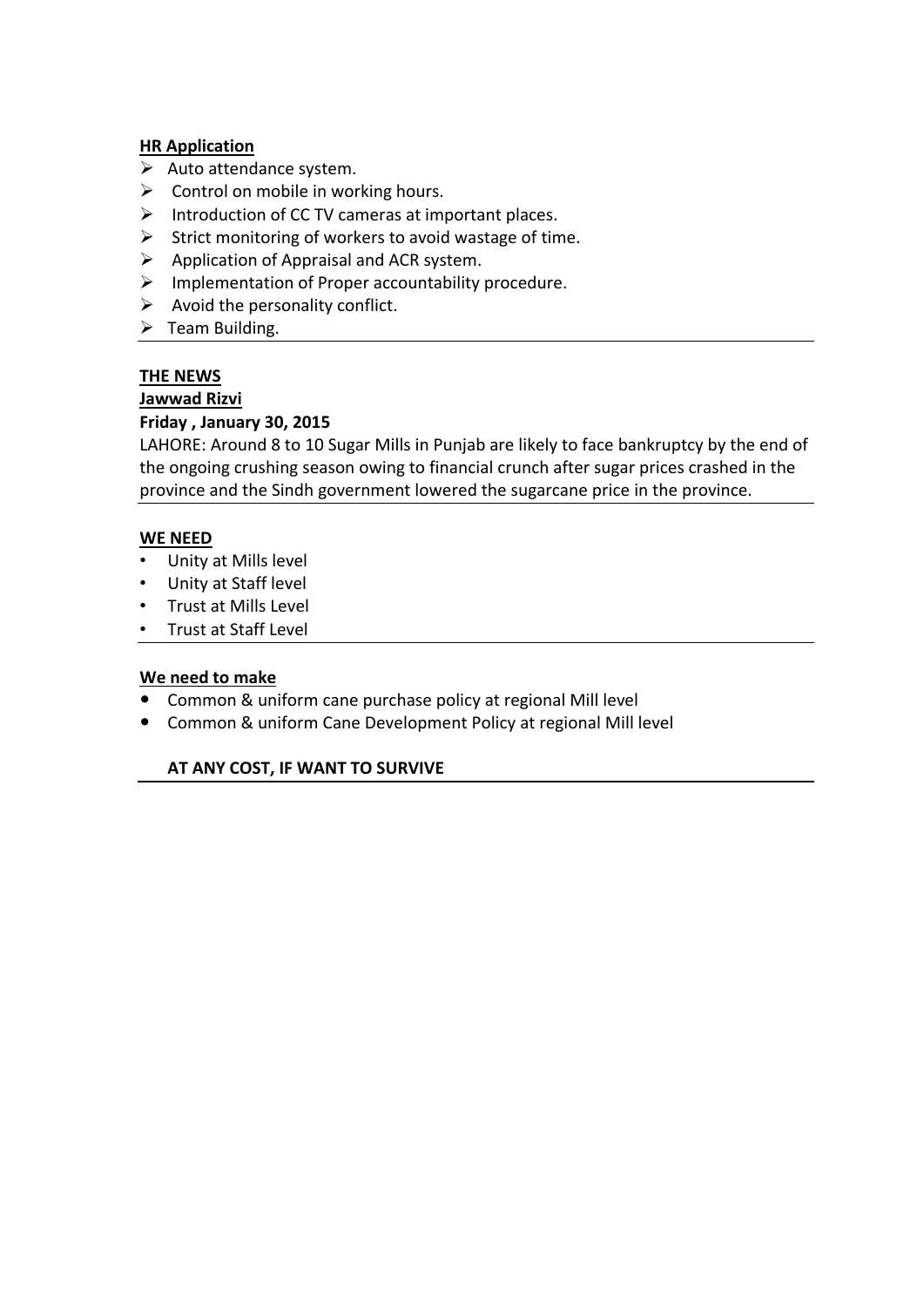**HR Application**

- Auto attendance system.
- Control on mobile in working hours.
- Introduction of CC TV cameras at important places.
- Strict monitoring of workers to avoid wastage of time.
- Application of Appraisal and ACR system.
- Implementation of Proper accountability procedure.
- Avoid the personality conflict.
- Team Building.

---

**THE NEWS**

**Jawwad Rizvi**

**Friday , January 30, 2015**

LAHORE: Around 8 to 10 Sugar Mills in Punjab are likely to face bankruptcy by the end of the ongoing crushing season owing to financial crunch after sugar prices crashed in the province and the Sindh government lowered the sugarcane price in the province.

---

**WE NEED**

- Unity at Mills level
- Unity at Staff level
- Trust at Mills Level
- Trust at Staff Level

---

**We need to make**

- Common & uniform cane purchase policy at regional Mill level
- Common & uniform Cane Development Policy at regional Mill level

**AT ANY COST, IF WANT TO SURVIVE**